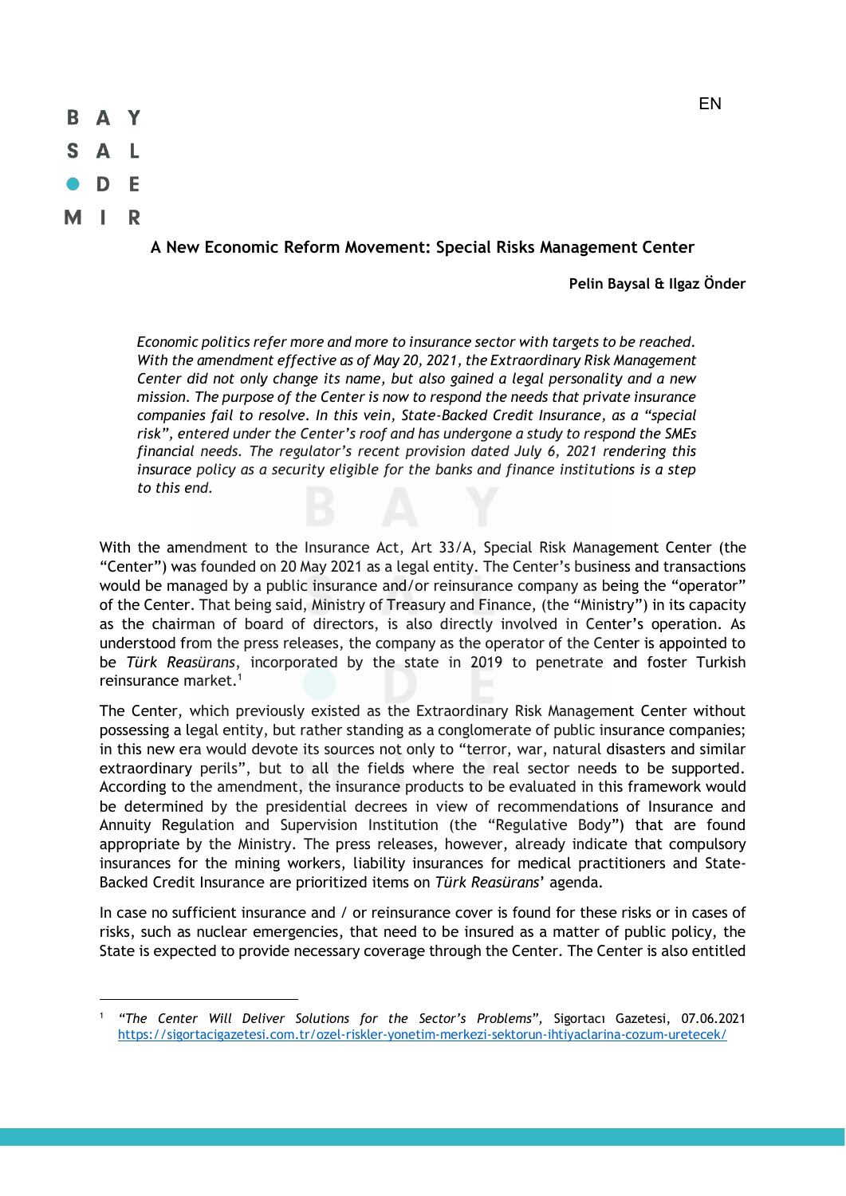# A New Economic Reform Movement: Special Risks Management Center

**Pelin Baysal & Ilgaz Önder**

*Economic politics refer more and more to insurance sector with targets to be reached. With the amendment effective as of May 20, 2021, the Extraordinary Risk Management Center did not only change its name, but also gained a legal personality and a new mission. The purpose of the Center is now to respond the needs that private insurance companies fail to resolve. In this vein, State-Backed Credit Insurance, as a "special risk", entered under the Center's roof and has undergone a study to respond the SMEs financial needs. The regulator's recent provision dated July 6, 2021 rendering this insurace policy as a security eligible for the banks and finance institutions is a step to this end.*

With the amendment to the Insurance Act, Art 33/A, Special Risk Management Center (the "Center") was founded on 20 May 2021 as a legal entity. The Center's business and transactions would be managed by a public insurance and/or reinsurance company as being the "operator" of the Center. That being said, Ministry of Treasury and Finance, (the "Ministry") in its capacity as the chairman of board of directors, is also directly involved in Center's operation. As understood from the press releases, the company as the operator of the Center is appointed to be *Türk Reasürans*, incorporated by the state in 2019 to penetrate and foster Turkish reinsurance market.[1]

The Center, which previously existed as the Extraordinary Risk Management Center without possessing a legal entity, but rather standing as a conglomerate of public insurance companies; in this new era would devote its sources not only to "terror, war, natural disasters and similar extraordinary perils", but to all the fields where the real sector needs to be supported. According to the amendment, the insurance products to be evaluated in this framework would be determined by the presidential decrees in view of recommendations of Insurance and Annuity Regulation and Supervision Institution (the "Regulative Body") that are found appropriate by the Ministry. The press releases, however, already indicate that compulsory insurances for the mining workers, liability insurances for medical practitioners and State-Backed Credit Insurance are prioritized items on *Türk Reasürans*' agenda.

In case no sufficient insurance and / or reinsurance cover is found for these risks or in cases of risks, such as nuclear emergencies, that need to be insured as a matter of public policy, the State is expected to provide necessary coverage through the Center. The Center is also entitled

---

[1] *"The Center Will Deliver Solutions for the Sector's Problems"*, Sigortacı Gazetesi, 07.06.2021 https://sigortacigazetesi.com.tr/ozel-riskler-yonetim-merkezi-sektorun-ihtiyaclarina-cozum-uretecek/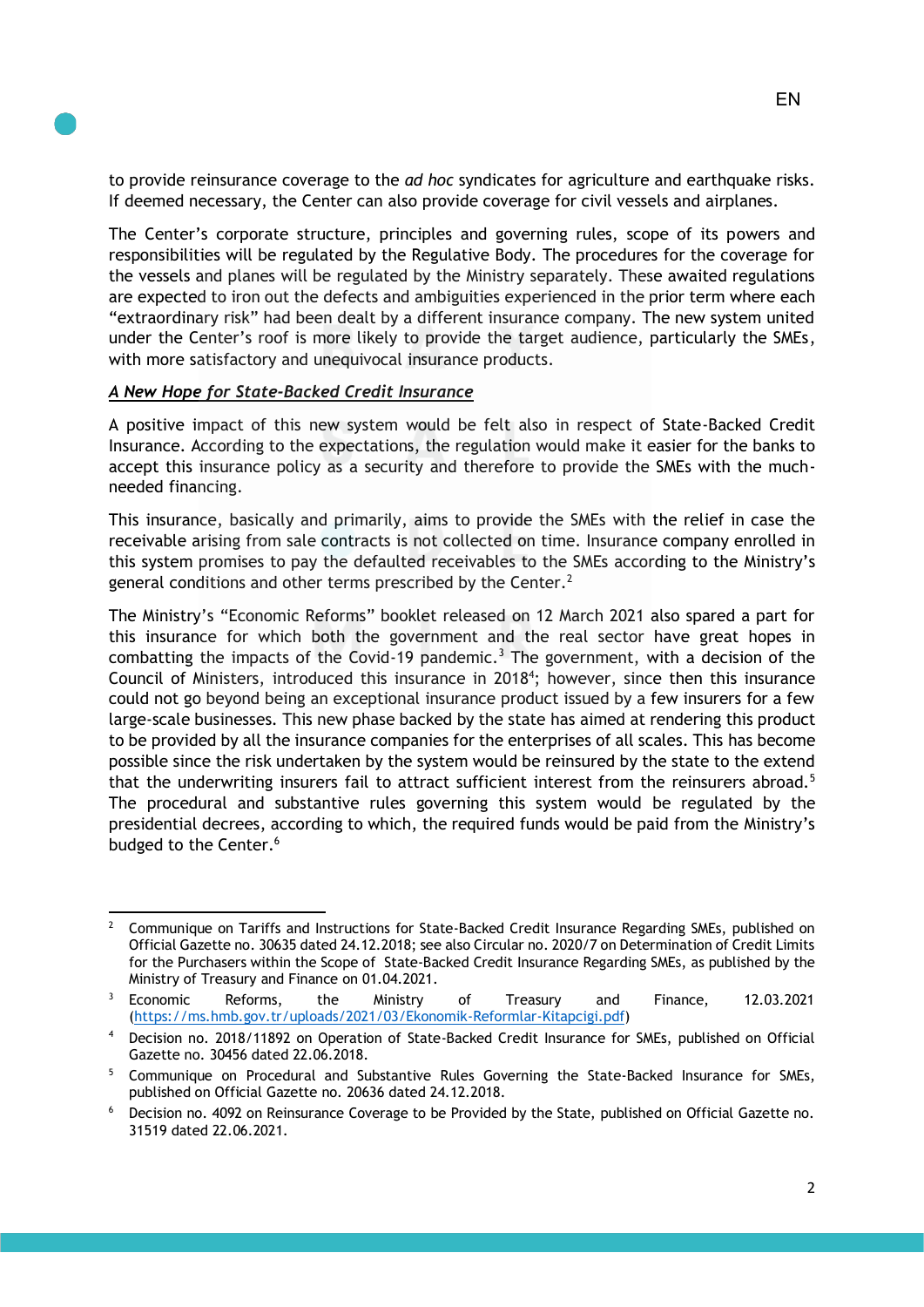to provide reinsurance coverage to the *ad hoc* syndicates for agriculture and earthquake risks. If deemed necessary, the Center can also provide coverage for civil vessels and airplanes.

The Center's corporate structure, principles and governing rules, scope of its powers and responsibilities will be regulated by the Regulative Body. The procedures for the coverage for the vessels and planes will be regulated by the Ministry separately. These awaited regulations are expected to iron out the defects and ambiguities experienced in the prior term where each "extraordinary risk" had been dealt by a different insurance company. The new system united under the Center's roof is more likely to provide the target audience, particularly the SMEs, with more satisfactory and unequivocal insurance products.

***A New Hope for State-Backed Credit Insurance***

A positive impact of this new system would be felt also in respect of State-Backed Credit Insurance. According to the expectations, the regulation would make it easier for the banks to accept this insurance policy as a security and therefore to provide the SMEs with the much-needed financing.

This insurance, basically and primarily, aims to provide the SMEs with the relief in case the receivable arising from sale contracts is not collected on time. Insurance company enrolled in this system promises to pay the defaulted receivables to the SMEs according to the Ministry's general conditions and other terms prescribed by the Center.[2]

The Ministry's "Economic Reforms" booklet released on 12 March 2021 also spared a part for this insurance for which both the government and the real sector have great hopes in combatting the impacts of the Covid-19 pandemic.[3] The government, with a decision of the Council of Ministers, introduced this insurance in 2018[4]; however, since then this insurance could not go beyond being an exceptional insurance product issued by a few insurers for a few large-scale businesses. This new phase backed by the state has aimed at rendering this product to be provided by all the insurance companies for the enterprises of all scales. This has become possible since the risk undertaken by the system would be reinsured by the state to the extend that the underwriting insurers fail to attract sufficient interest from the reinsurers abroad.[5] The procedural and substantive rules governing this system would be regulated by the presidential decrees, according to which, the required funds would be paid from the Ministry's budged to the Center.[6]

---

[2] Communique on Tariffs and Instructions for State-Backed Credit Insurance Regarding SMEs, published on Official Gazette no. 30635 dated 24.12.2018; see also Circular no. 2020/7 on Determination of Credit Limits for the Purchasers within the Scope of State-Backed Credit Insurance Regarding SMEs, as published by the Ministry of Treasury and Finance on 01.04.2021.

[3] Economic Reforms, the Ministry of Treasury and Finance, 12.03.2021 (https://ms.hmb.gov.tr/uploads/2021/03/Ekonomik-Reformlar-Kitapcigi.pdf)

[4] Decision no. 2018/11892 on Operation of State-Backed Credit Insurance for SMEs, published on Official Gazette no. 30456 dated 22.06.2018.

[5] Communique on Procedural and Substantive Rules Governing the State-Backed Insurance for SMEs, published on Official Gazette no. 20636 dated 24.12.2018.

[6] Decision no. 4092 on Reinsurance Coverage to be Provided by the State, published on Official Gazette no. 31519 dated 22.06.2021.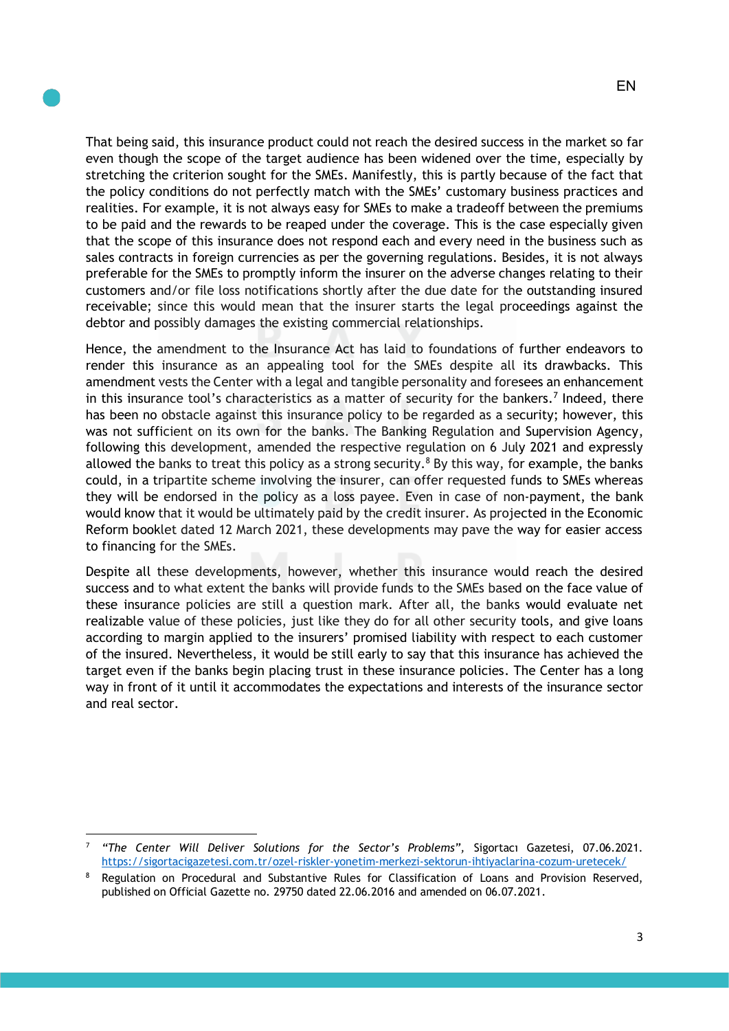That being said, this insurance product could not reach the desired success in the market so far even though the scope of the target audience has been widened over the time, especially by stretching the criterion sought for the SMEs. Manifestly, this is partly because of the fact that the policy conditions do not perfectly match with the SMEs' customary business practices and realities. For example, it is not always easy for SMEs to make a tradeoff between the premiums to be paid and the rewards to be reaped under the coverage. This is the case especially given that the scope of this insurance does not respond each and every need in the business such as sales contracts in foreign currencies as per the governing regulations. Besides, it is not always preferable for the SMEs to promptly inform the insurer on the adverse changes relating to their customers and/or file loss notifications shortly after the due date for the outstanding insured receivable; since this would mean that the insurer starts the legal proceedings against the debtor and possibly damages the existing commercial relationships.

Hence, the amendment to the Insurance Act has laid to foundations of further endeavors to render this insurance as an appealing tool for the SMEs despite all its drawbacks. This amendment vests the Center with a legal and tangible personality and foresees an enhancement in this insurance tool's characteristics as a matter of security for the bankers.[7] Indeed, there has been no obstacle against this insurance policy to be regarded as a security; however, this was not sufficient on its own for the banks. The Banking Regulation and Supervision Agency, following this development, amended the respective regulation on 6 July 2021 and expressly allowed the banks to treat this policy as a strong security.[8] By this way, for example, the banks could, in a tripartite scheme involving the insurer, can offer requested funds to SMEs whereas they will be endorsed in the policy as a loss payee. Even in case of non-payment, the bank would know that it would be ultimately paid by the credit insurer. As projected in the Economic Reform booklet dated 12 March 2021, these developments may pave the way for easier access to financing for the SMEs.

Despite all these developments, however, whether this insurance would reach the desired success and to what extent the banks will provide funds to the SMEs based on the face value of these insurance policies are still a question mark. After all, the banks would evaluate net realizable value of these policies, just like they do for all other security tools, and give loans according to margin applied to the insurers' promised liability with respect to each customer of the insured. Nevertheless, it would be still early to say that this insurance has achieved the target even if the banks begin placing trust in these insurance policies. The Center has a long way in front of it until it accommodates the expectations and interests of the insurance sector and real sector.

---

[7] *"The Center Will Deliver Solutions for the Sector's Problems"*, Sigortacı Gazetesi, 07.06.2021. https://sigortacigazetesi.com.tr/ozel-riskler-yonetim-merkezi-sektorun-ihtiyaclarina-cozum-uretecek/

[8] Regulation on Procedural and Substantive Rules for Classification of Loans and Provision Reserved, published on Official Gazette no. 29750 dated 22.06.2016 and amended on 06.07.2021.